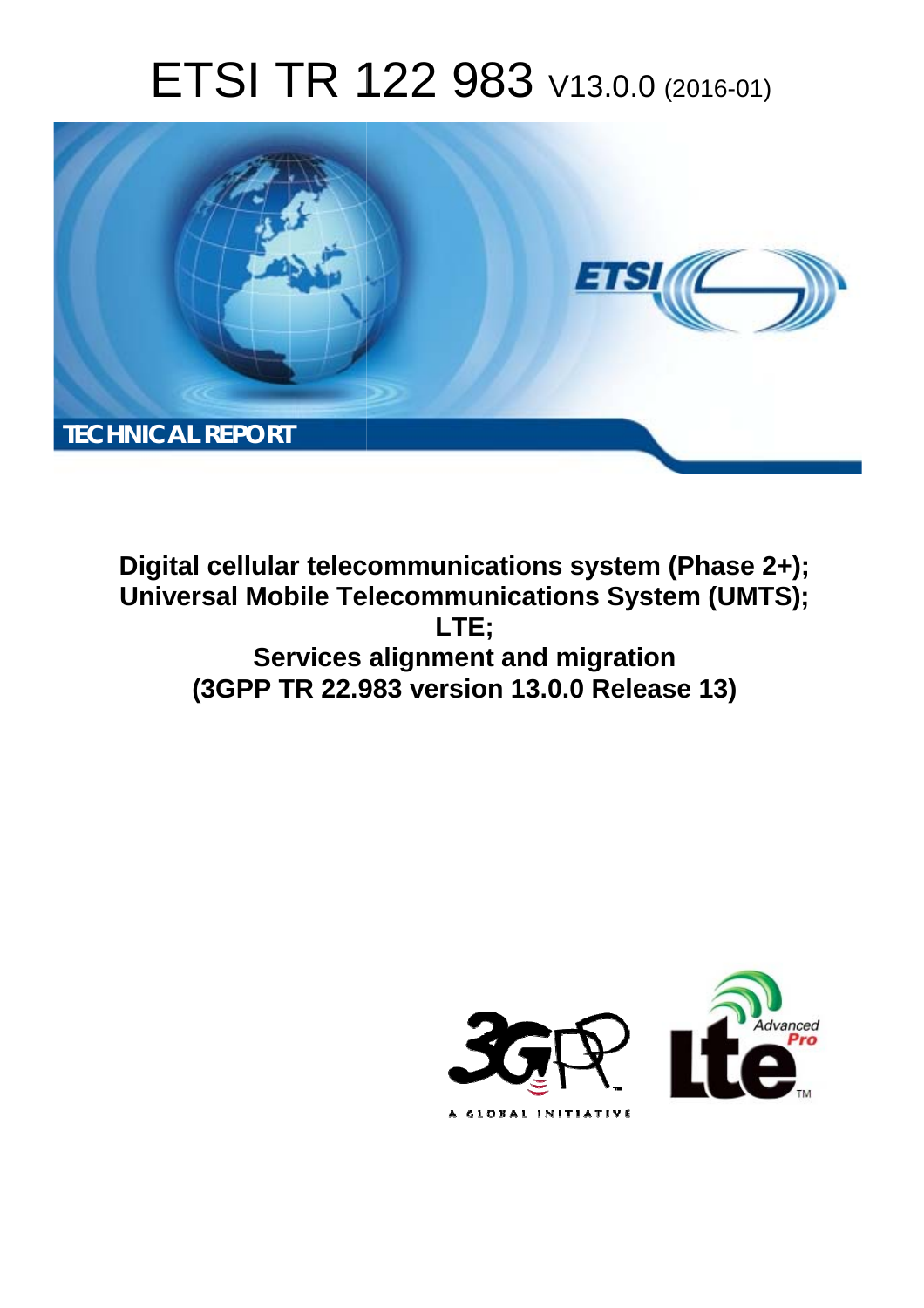# ETSI TR 122 983 V13.0.0 (2016-01)

TECHNICAL REPORT

**Digital cellular telecommunications system (Phase 2+); Universal Mobile Telecommunications System (UMTS); LTE; Services alignment and migration (3GPP TR 22.983 version 13.0.0 Release 13)**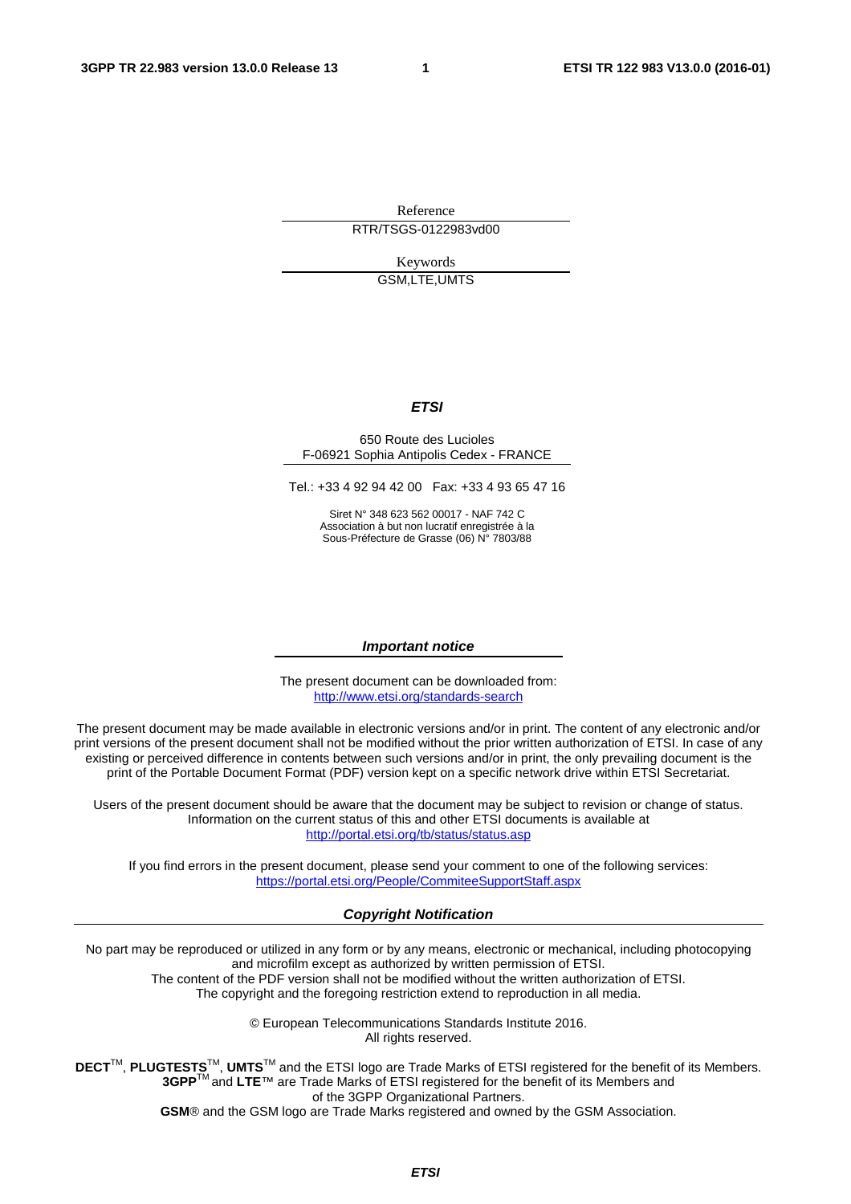Reference

RTR/TSGS-0122983vd00

Keywords

GSM,LTE,UMTS

***ETSI***

650 Route des Lucioles
F-06921 Sophia Antipolis Cedex - FRANCE

Tel.: +33 4 92 94 42 00 Fax: +33 4 93 65 47 16

Siret N° 348 623 562 00017 - NAF 742 C
Association à but non lucratif enregistrée à la
Sous-Préfecture de Grasse (06) N° 7803/88

***Important notice***

The present document can be downloaded from:
http://www.etsi.org/standards-search

The present document may be made available in electronic versions and/or in print. The content of any electronic and/or print versions of the present document shall not be modified without the prior written authorization of ETSI. In case of any existing or perceived difference in contents between such versions and/or in print, the only prevailing document is the print of the Portable Document Format (PDF) version kept on a specific network drive within ETSI Secretariat.

Users of the present document should be aware that the document may be subject to revision or change of status. Information on the current status of this and other ETSI documents is available at
http://portal.etsi.org/tb/status/status.asp

If you find errors in the present document, please send your comment to one of the following services:
https://portal.etsi.org/People/CommiteeSupportStaff.aspx

***Copyright Notification***

No part may be reproduced or utilized in any form or by any means, electronic or mechanical, including photocopying and microfilm except as authorized by written permission of ETSI.
The content of the PDF version shall not be modified without the written authorization of ETSI.
The copyright and the foregoing restriction extend to reproduction in all media.

© European Telecommunications Standards Institute 2016.
All rights reserved.

**DECT**™, **PLUGTESTS**™, **UMTS**™ and the ETSI logo are Trade Marks of ETSI registered for the benefit of its Members.
**3GPP**™ and **LTE**™ are Trade Marks of ETSI registered for the benefit of its Members and of the 3GPP Organizational Partners.
**GSM**® and the GSM logo are Trade Marks registered and owned by the GSM Association.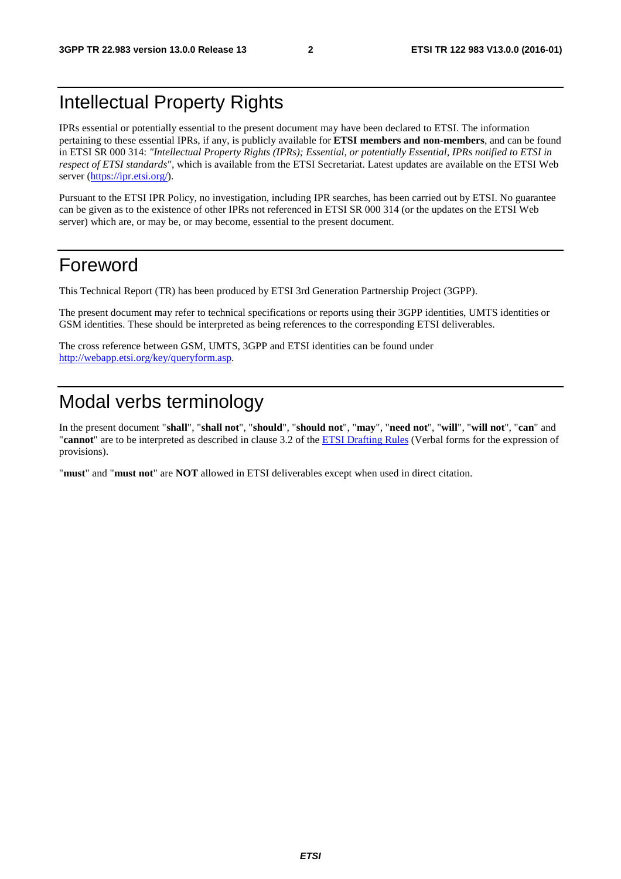# Intellectual Property Rights

IPRs essential or potentially essential to the present document may have been declared to ETSI. The information pertaining to these essential IPRs, if any, is publicly available for **ETSI members and non-members**, and can be found in ETSI SR 000 314: *"Intellectual Property Rights (IPRs); Essential, or potentially Essential, IPRs notified to ETSI in respect of ETSI standards"*, which is available from the ETSI Secretariat. Latest updates are available on the ETSI Web server (https://ipr.etsi.org/).

Pursuant to the ETSI IPR Policy, no investigation, including IPR searches, has been carried out by ETSI. No guarantee can be given as to the existence of other IPRs not referenced in ETSI SR 000 314 (or the updates on the ETSI Web server) which are, or may be, or may become, essential to the present document.

# Foreword

This Technical Report (TR) has been produced by ETSI 3rd Generation Partnership Project (3GPP).

The present document may refer to technical specifications or reports using their 3GPP identities, UMTS identities or GSM identities. These should be interpreted as being references to the corresponding ETSI deliverables.

The cross reference between GSM, UMTS, 3GPP and ETSI identities can be found under http://webapp.etsi.org/key/queryform.asp.

# Modal verbs terminology

In the present document "**shall**", "**shall not**", "**should**", "**should not**", "**may**", "**need not**", "**will**", "**will not**", "**can**" and "**cannot**" are to be interpreted as described in clause 3.2 of the ETSI Drafting Rules (Verbal forms for the expression of provisions).

"**must**" and "**must not**" are **NOT** allowed in ETSI deliverables except when used in direct citation.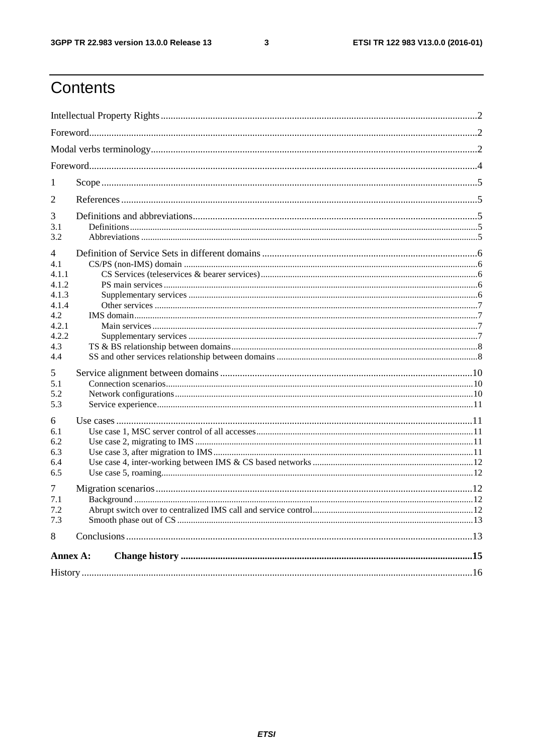# Contents

Intellectual Property Rights ..... 2

Foreword ..... 2

Modal verbs terminology ..... 2

Foreword ..... 4

1 Scope ..... 5

2 References ..... 5

3 Definitions and abbreviations ..... 5

3.1 Definitions ..... 5

3.2 Abbreviations ..... 5

4 Definition of Service Sets in different domains ..... 6

4.1 CS/PS (non-IMS) domain ..... 6

4.1.1 CS Services (teleservices & bearer services) ..... 6

4.1.2 PS main services ..... 6

4.1.3 Supplementary services ..... 6

4.1.4 Other services ..... 7

4.2 IMS domain ..... 7

4.2.1 Main services ..... 7

4.2.2 Supplementary services ..... 7

4.3 TS & BS relationship between domains ..... 8

4.4 SS and other services relationship between domains ..... 8

5 Service alignment between domains ..... 10

5.1 Connection scenarios ..... 10

5.2 Network configurations ..... 10

5.3 Service experience ..... 11

6 Use cases ..... 11

6.1 Use case 1, MSC server control of all accesses ..... 11

6.2 Use case 2, migrating to IMS ..... 11

6.3 Use case 3, after migration to IMS ..... 11

6.4 Use case 4, inter-working between IMS & CS based networks ..... 12

6.5 Use case 5, roaming ..... 12

7 Migration scenarios ..... 12

7.1 Background ..... 12

7.2 Abrupt switch over to centralized IMS call and service control ..... 12

7.3 Smooth phase out of CS ..... 13

8 Conclusions ..... 13

**Annex A: Change history** ..... 15

History ..... 16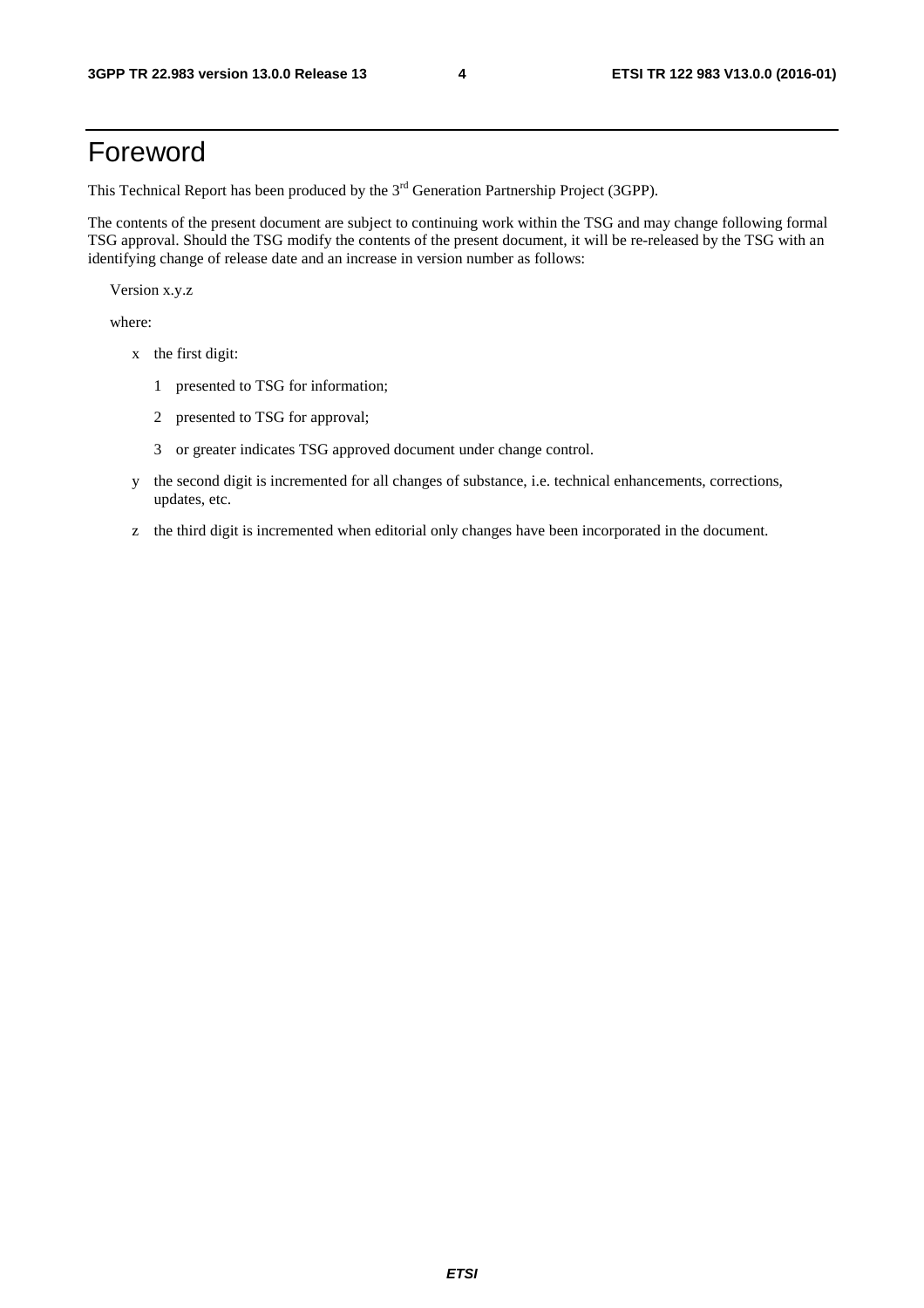# Foreword

This Technical Report has been produced by the 3rd Generation Partnership Project (3GPP).

The contents of the present document are subject to continuing work within the TSG and may change following formal TSG approval. Should the TSG modify the contents of the present document, it will be re-released by the TSG with an identifying change of release date and an increase in version number as follows:

Version x.y.z

where:

- x the first digit:
  - 1 presented to TSG for information;
  - 2 presented to TSG for approval;
  - 3 or greater indicates TSG approved document under change control.
- y the second digit is incremented for all changes of substance, i.e. technical enhancements, corrections, updates, etc.
- z the third digit is incremented when editorial only changes have been incorporated in the document.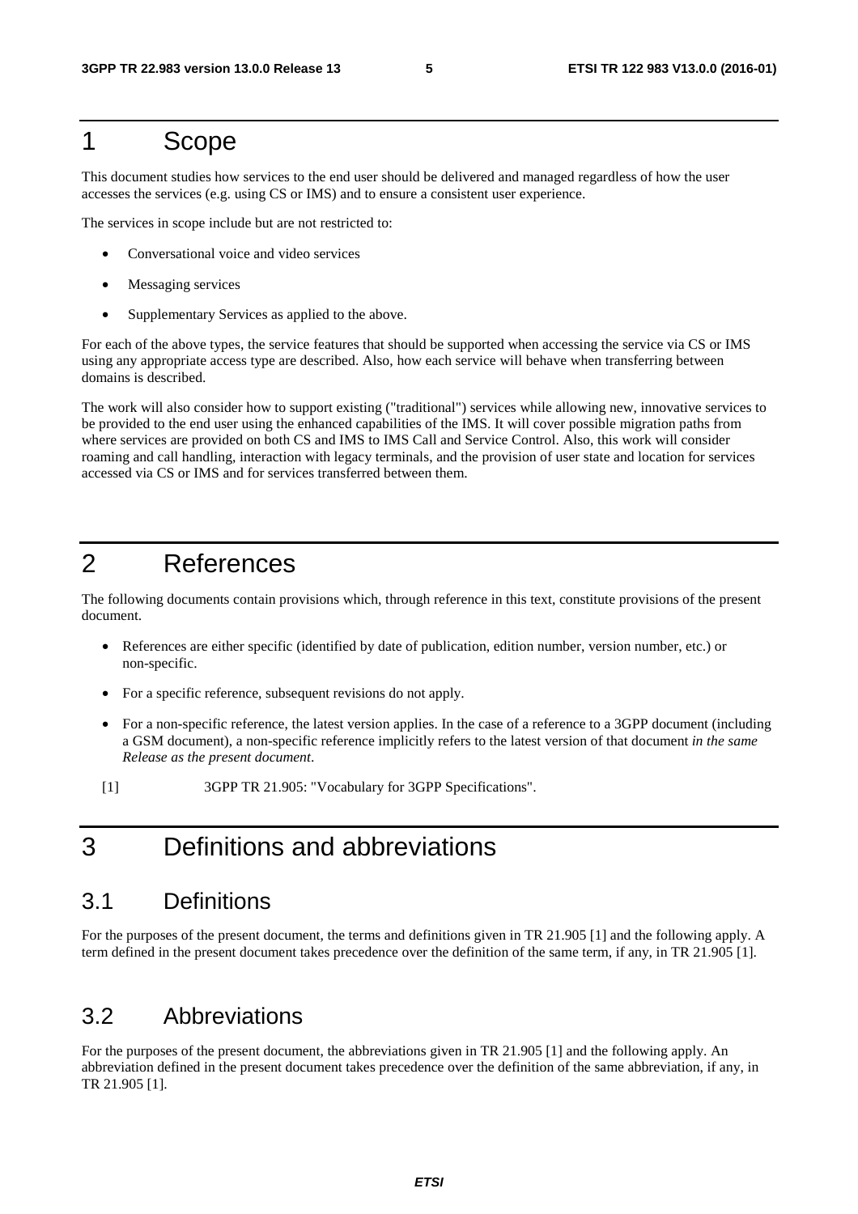# 1 Scope

This document studies how services to the end user should be delivered and managed regardless of how the user accesses the services (e.g. using CS or IMS) and to ensure a consistent user experience.

The services in scope include but are not restricted to:

- Conversational voice and video services
- Messaging services
- Supplementary Services as applied to the above.

For each of the above types, the service features that should be supported when accessing the service via CS or IMS using any appropriate access type are described. Also, how each service will behave when transferring between domains is described.

The work will also consider how to support existing ("traditional") services while allowing new, innovative services to be provided to the end user using the enhanced capabilities of the IMS. It will cover possible migration paths from where services are provided on both CS and IMS to IMS Call and Service Control. Also, this work will consider roaming and call handling, interaction with legacy terminals, and the provision of user state and location for services accessed via CS or IMS and for services transferred between them.

# 2 References

The following documents contain provisions which, through reference in this text, constitute provisions of the present document.

- References are either specific (identified by date of publication, edition number, version number, etc.) or non-specific.
- For a specific reference, subsequent revisions do not apply.
- For a non-specific reference, the latest version applies. In the case of a reference to a 3GPP document (including a GSM document), a non-specific reference implicitly refers to the latest version of that document *in the same Release as the present document*.

[1] 3GPP TR 21.905: "Vocabulary for 3GPP Specifications".

# 3 Definitions and abbreviations

## 3.1 Definitions

For the purposes of the present document, the terms and definitions given in TR 21.905 [1] and the following apply. A term defined in the present document takes precedence over the definition of the same term, if any, in TR 21.905 [1].

## 3.2 Abbreviations

For the purposes of the present document, the abbreviations given in TR 21.905 [1] and the following apply. An abbreviation defined in the present document takes precedence over the definition of the same abbreviation, if any, in TR 21.905 [1].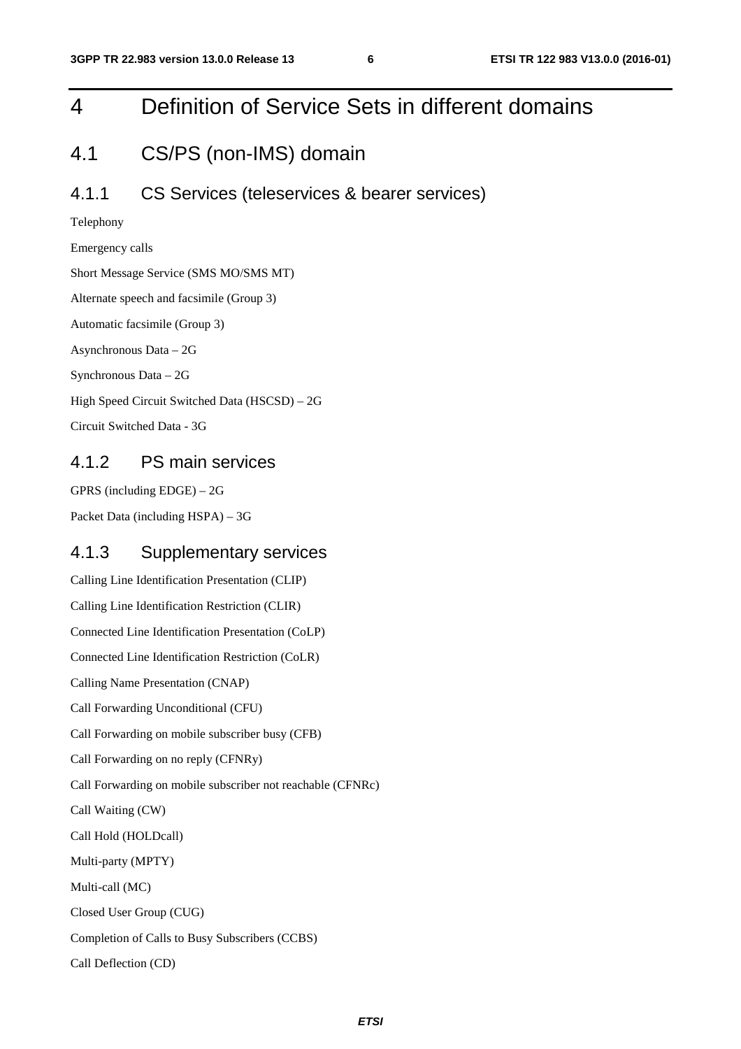# 4 Definition of Service Sets in different domains

## 4.1 CS/PS (non-IMS) domain

### 4.1.1 CS Services (teleservices & bearer services)

Telephony

Emergency calls

Short Message Service (SMS MO/SMS MT)

Alternate speech and facsimile (Group 3)

Automatic facsimile (Group 3)

Asynchronous Data – 2G

Synchronous Data – 2G

High Speed Circuit Switched Data (HSCSD) – 2G

Circuit Switched Data - 3G

### 4.1.2 PS main services

GPRS (including EDGE) – 2G

Packet Data (including HSPA) – 3G

### 4.1.3 Supplementary services

Calling Line Identification Presentation (CLIP)

Calling Line Identification Restriction (CLIR)

Connected Line Identification Presentation (CoLP)

Connected Line Identification Restriction (CoLR)

Calling Name Presentation (CNAP)

Call Forwarding Unconditional (CFU)

Call Forwarding on mobile subscriber busy (CFB)

Call Forwarding on no reply (CFNRy)

Call Forwarding on mobile subscriber not reachable (CFNRc)

Call Waiting (CW)

Call Hold (HOLDcall)

Multi-party (MPTY)

Multi-call (MC)

Closed User Group (CUG)

Completion of Calls to Busy Subscribers (CCBS)

Call Deflection (CD)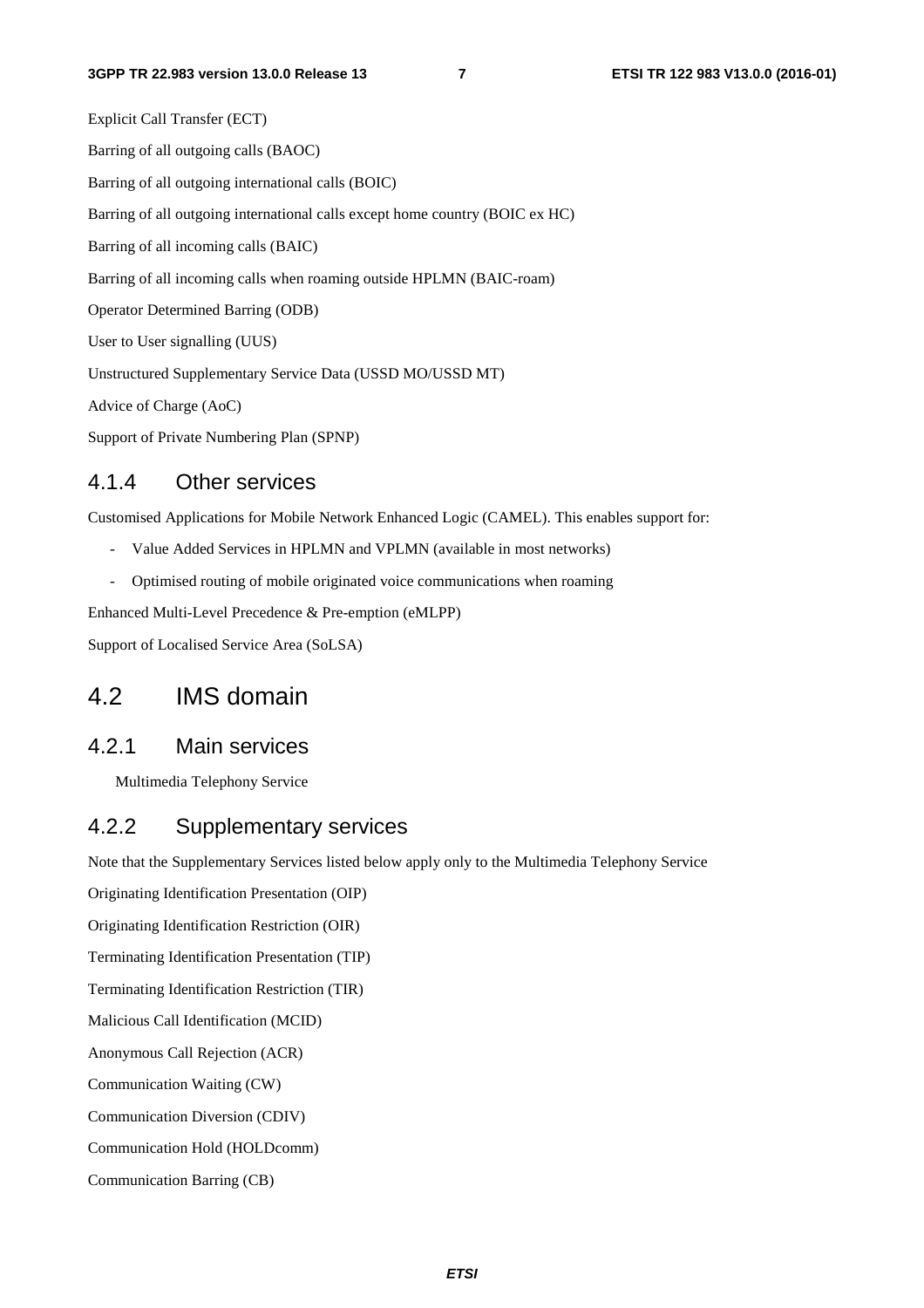Explicit Call Transfer (ECT)

Barring of all outgoing calls (BAOC)

Barring of all outgoing international calls (BOIC)

Barring of all outgoing international calls except home country (BOIC ex HC)

Barring of all incoming calls (BAIC)

Barring of all incoming calls when roaming outside HPLMN (BAIC-roam)

Operator Determined Barring (ODB)

User to User signalling (UUS)

Unstructured Supplementary Service Data (USSD MO/USSD MT)

Advice of Charge (AoC)

Support of Private Numbering Plan (SPNP)

### 4.1.4 Other services

Customised Applications for Mobile Network Enhanced Logic (CAMEL). This enables support for:

- Value Added Services in HPLMN and VPLMN (available in most networks)
- Optimised routing of mobile originated voice communications when roaming

Enhanced Multi-Level Precedence & Pre-emption (eMLPP)

Support of Localised Service Area (SoLSA)

## 4.2 IMS domain

### 4.2.1 Main services

Multimedia Telephony Service

### 4.2.2 Supplementary services

Note that the Supplementary Services listed below apply only to the Multimedia Telephony Service

Originating Identification Presentation (OIP)

Originating Identification Restriction (OIR)

Terminating Identification Presentation (TIP)

Terminating Identification Restriction (TIR)

Malicious Call Identification (MCID)

Anonymous Call Rejection (ACR)

Communication Waiting (CW)

Communication Diversion (CDIV)

Communication Hold (HOLDcomm)

Communication Barring (CB)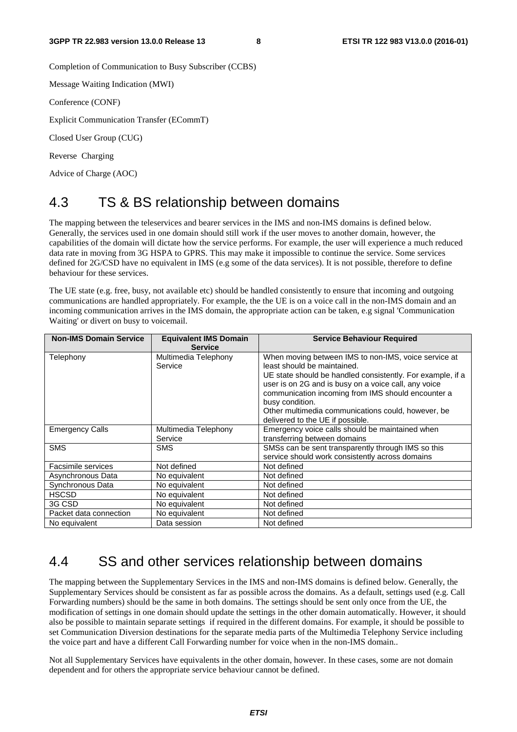Completion of Communication to Busy Subscriber (CCBS)

Message Waiting Indication (MWI)

Conference (CONF)

Explicit Communication Transfer (ECommT)

Closed User Group (CUG)

Reverse  Charging

Advice of Charge (AOC)

# 4.3 TS & BS relationship between domains

The mapping between the teleservices and bearer services in the IMS and non-IMS domains is defined below. Generally, the services used in one domain should still work if the user moves to another domain, however, the capabilities of the domain will dictate how the service performs. For example, the user will experience a much reduced data rate in moving from 3G HSPA to GPRS. This may make it impossible to continue the service. Some services defined for 2G/CSD have no equivalent in IMS (e.g some of the data services). It is not possible, therefore to define behaviour for these services.

The UE state (e.g. free, busy, not available etc) should be handled consistently to ensure that incoming and outgoing communications are handled appropriately. For example, the the UE is on a voice call in the non-IMS domain and an incoming communication arrives in the IMS domain, the appropriate action can be taken, e.g signal 'Communication Waiting' or divert on busy to voicemail.

| Non-IMS Domain Service | Equivalent IMS Domain Service | Service Behaviour Required |
|---|---|---|
| Telephony | Multimedia Telephony Service | When moving between IMS to non-IMS, voice service at least should be maintained.<br>UE state should be handled consistently. For example, if a user is on 2G and is busy on a voice call, any voice communication incoming from IMS should encounter a busy condition.<br>Other multimedia communications could, however, be delivered to the UE if possible. |
| Emergency Calls | Multimedia Telephony Service | Emergency voice calls should be maintained when transferring between domains |
| SMS | SMS | SMSs can be sent transparently through IMS so this service should work consistently across domains |
| Facsimile services | Not defined | Not defined |
| Asynchronous Data | No equivalent | Not defined |
| Synchronous Data | No equivalent | Not defined |
| HSCSD | No equivalent | Not defined |
| 3G CSD | No equivalent | Not defined |
| Packet data connection | No equivalent | Not defined |
| No equivalent | Data session | Not defined |

# 4.4 SS and other services relationship between domains

The mapping between the Supplementary Services in the IMS and non-IMS domains is defined below. Generally, the Supplementary Services should be consistent as far as possible across the domains. As a default, settings used (e.g. Call Forwarding numbers) should be the same in both domains. The settings should be sent only once from the UE, the modification of settings in one domain should update the settings in the other domain automatically. However, it should also be possible to maintain separate settings  if required in the different domains. For example, it should be possible to set Communication Diversion destinations for the separate media parts of the Multimedia Telephony Service including the voice part and have a different Call Forwarding number for voice when in the non-IMS domain..

Not all Supplementary Services have equivalents in the other domain, however. In these cases, some are not domain dependent and for others the appropriate service behaviour cannot be defined.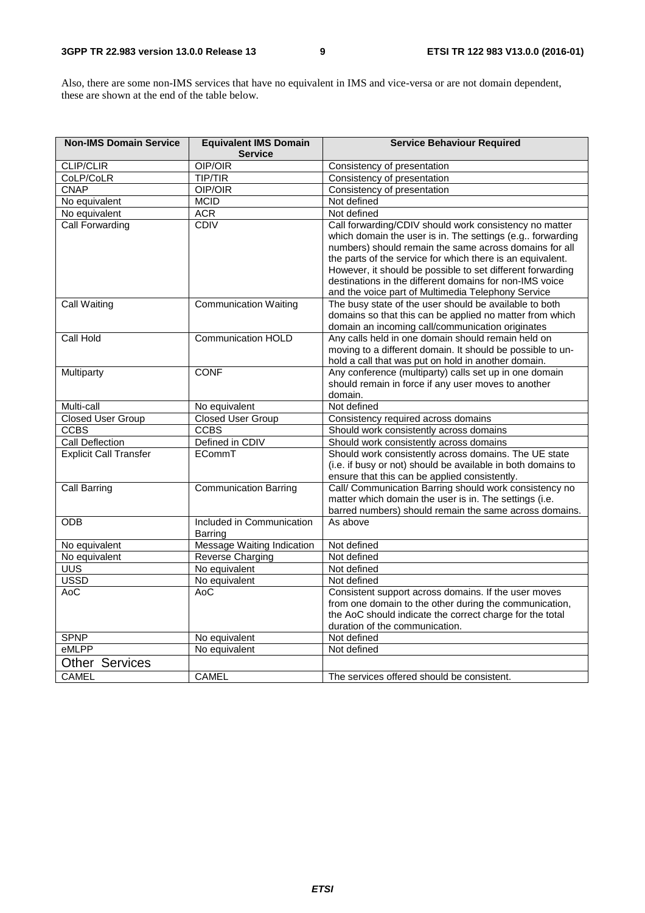Also, there are some non-IMS services that have no equivalent in IMS and vice-versa or are not domain dependent, these are shown at the end of the table below.

| Non-IMS Domain Service | Equivalent IMS Domain Service | Service Behaviour Required |
|---|---|---|
| CLIP/CLIR | OIP/OIR | Consistency of presentation |
| CoLP/CoLR | TIP/TIR | Consistency of presentation |
| CNAP | OIP/OIR | Consistency of presentation |
| No equivalent | MCID | Not defined |
| No equivalent | ACR | Not defined |
| Call Forwarding | CDIV | Call forwarding/CDIV should work consistency no matter which domain the user is in. The settings (e.g.. forwarding numbers) should remain the same across domains for all the parts of the service for which there is an equivalent. However, it should be possible to set different forwarding destinations in the different domains for non-IMS voice and the voice part of Multimedia Telephony Service |
| Call Waiting | Communication Waiting | The busy state of the user should be available to both domains so that this can be applied no matter from which domain an incoming call/communication originates |
| Call Hold | Communication HOLD | Any calls held in one domain should remain held on moving to a different domain. It should be possible to un-hold a call that was put on hold in another domain. |
| Multiparty | CONF | Any conference (multiparty) calls set up in one domain should remain in force if any user moves to another domain. |
| Multi-call | No equivalent | Not defined |
| Closed User Group | Closed User Group | Consistency required across domains |
| CCBS | CCBS | Should work consistently across domains |
| Call Deflection | Defined in CDIV | Should work consistently across domains |
| Explicit Call Transfer | ECommT | Should work consistently across domains. The UE state (i.e. if busy or not) should be available in both domains to ensure that this can be applied consistently. |
| Call Barring | Communication Barring | Call/ Communication Barring should work consistency no matter which domain the user is in. The settings (i.e. barred numbers) should remain the same across domains. |
| ODB | Included in Communication Barring | As above |
| No equivalent | Message Waiting Indication | Not defined |
| No equivalent | Reverse Charging | Not defined |
| UUS | No equivalent | Not defined |
| USSD | No equivalent | Not defined |
| AoC | AoC | Consistent support across domains. If the user moves from one domain to the other during the communication, the AoC should indicate the correct charge for the total duration of the communication. |
| SPNP | No equivalent | Not defined |
| eMLPP | No equivalent | Not defined |
| Other Services | | |
| CAMEL | CAMEL | The services offered should be consistent. |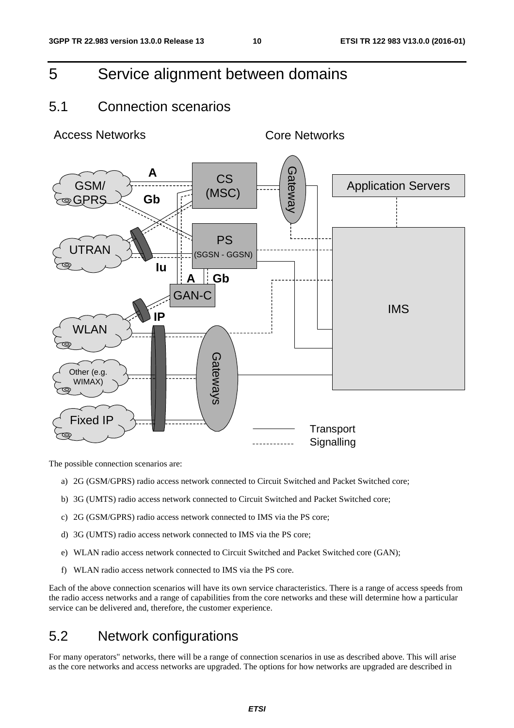# 5 Service alignment between domains

## 5.1 Connection scenarios

The possible connection scenarios are:

a) 2G (GSM/GPRS) radio access network connected to Circuit Switched and Packet Switched core;

b) 3G (UMTS) radio access network connected to Circuit Switched and Packet Switched core;

c) 2G (GSM/GPRS) radio access network connected to IMS via the PS core;

d) 3G (UMTS) radio access network connected to IMS via the PS core;

e) WLAN radio access network connected to Circuit Switched and Packet Switched core (GAN);

f) WLAN radio access network connected to IMS via the PS core.

Each of the above connection scenarios will have its own service characteristics. There is a range of access speeds from the radio access networks and a range of capabilities from the core networks and these will determine how a particular service can be delivered and, therefore, the customer experience.

## 5.2 Network configurations

For many operators'' networks, there will be a range of connection scenarios in use as described above. This will arise as the core networks and access networks are upgraded. The options for how networks are upgraded are described in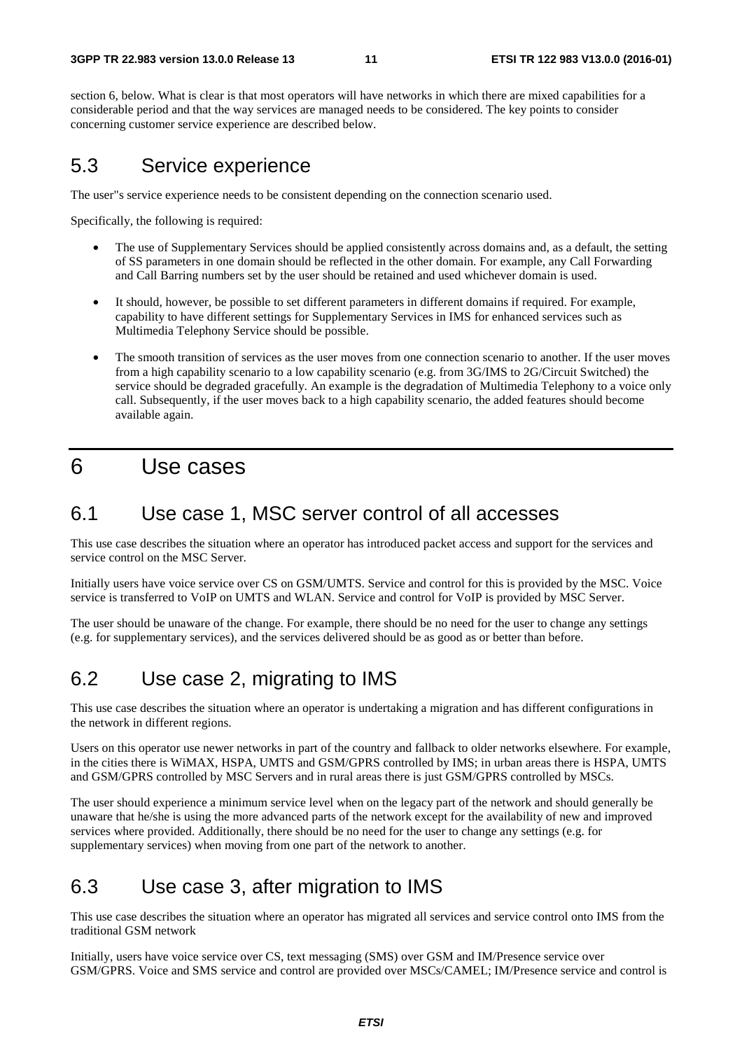section 6, below. What is clear is that most operators will have networks in which there are mixed capabilities for a considerable period and that the way services are managed needs to be considered. The key points to consider concerning customer service experience are described below.

## 5.3 Service experience

The user"s service experience needs to be consistent depending on the connection scenario used.

Specifically, the following is required:

- The use of Supplementary Services should be applied consistently across domains and, as a default, the setting of SS parameters in one domain should be reflected in the other domain. For example, any Call Forwarding and Call Barring numbers set by the user should be retained and used whichever domain is used.
- It should, however, be possible to set different parameters in different domains if required. For example, capability to have different settings for Supplementary Services in IMS for enhanced services such as Multimedia Telephony Service should be possible.
- The smooth transition of services as the user moves from one connection scenario to another. If the user moves from a high capability scenario to a low capability scenario (e.g. from 3G/IMS to 2G/Circuit Switched) the service should be degraded gracefully. An example is the degradation of Multimedia Telephony to a voice only call. Subsequently, if the user moves back to a high capability scenario, the added features should become available again.

# 6 Use cases

## 6.1 Use case 1, MSC server control of all accesses

This use case describes the situation where an operator has introduced packet access and support for the services and service control on the MSC Server.

Initially users have voice service over CS on GSM/UMTS. Service and control for this is provided by the MSC. Voice service is transferred to VoIP on UMTS and WLAN. Service and control for VoIP is provided by MSC Server.

The user should be unaware of the change. For example, there should be no need for the user to change any settings (e.g. for supplementary services), and the services delivered should be as good as or better than before.

## 6.2 Use case 2, migrating to IMS

This use case describes the situation where an operator is undertaking a migration and has different configurations in the network in different regions.

Users on this operator use newer networks in part of the country and fallback to older networks elsewhere. For example, in the cities there is WiMAX, HSPA, UMTS and GSM/GPRS controlled by IMS; in urban areas there is HSPA, UMTS and GSM/GPRS controlled by MSC Servers and in rural areas there is just GSM/GPRS controlled by MSCs.

The user should experience a minimum service level when on the legacy part of the network and should generally be unaware that he/she is using the more advanced parts of the network except for the availability of new and improved services where provided. Additionally, there should be no need for the user to change any settings (e.g. for supplementary services) when moving from one part of the network to another.

## 6.3 Use case 3, after migration to IMS

This use case describes the situation where an operator has migrated all services and service control onto IMS from the traditional GSM network

Initially, users have voice service over CS, text messaging (SMS) over GSM and IM/Presence service over GSM/GPRS. Voice and SMS service and control are provided over MSCs/CAMEL; IM/Presence service and control is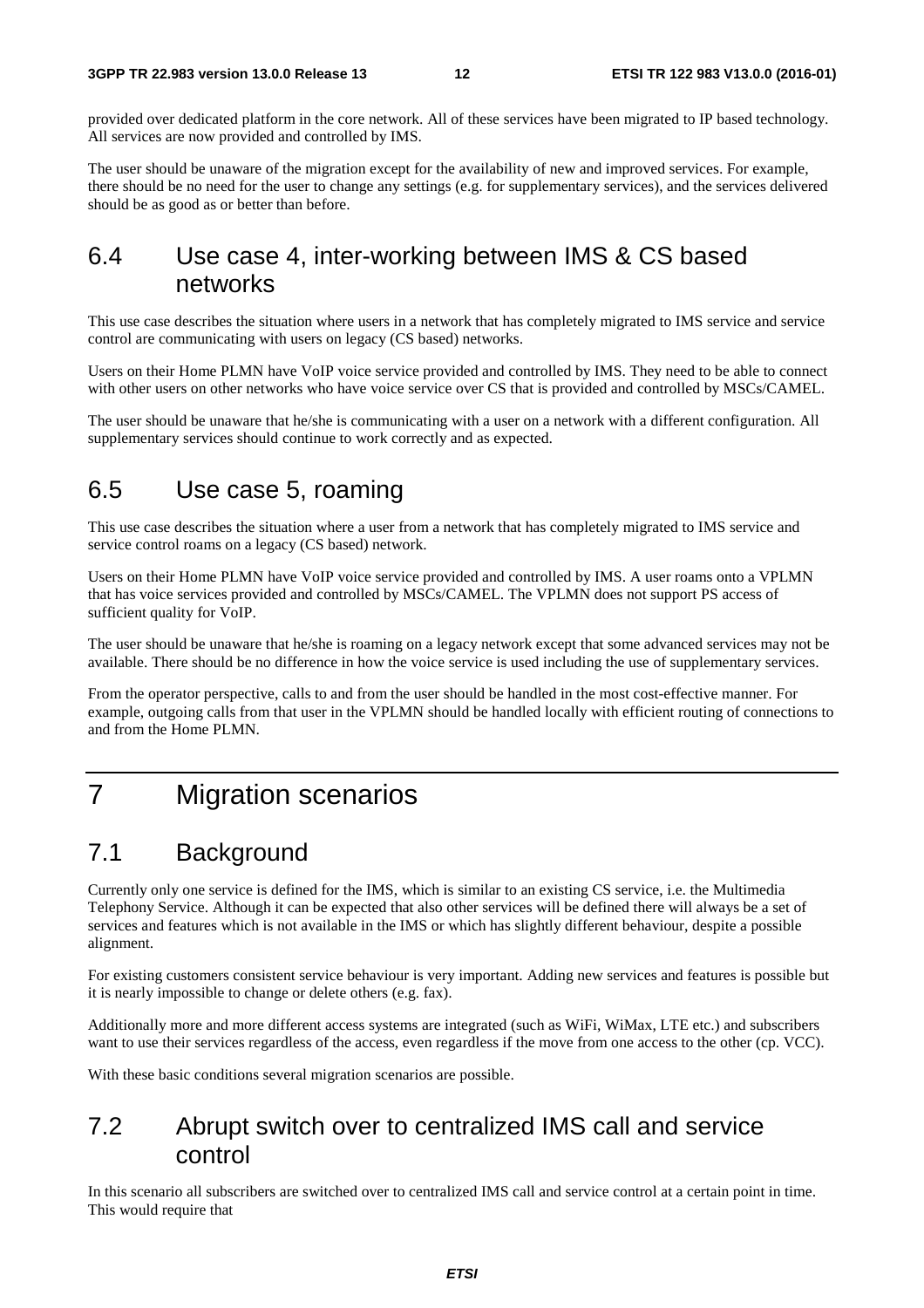provided over dedicated platform in the core network. All of these services have been migrated to IP based technology. All services are now provided and controlled by IMS.

The user should be unaware of the migration except for the availability of new and improved services. For example, there should be no need for the user to change any settings (e.g. for supplementary services), and the services delivered should be as good as or better than before.

## 6.4 Use case 4, inter-working between IMS & CS based networks

This use case describes the situation where users in a network that has completely migrated to IMS service and service control are communicating with users on legacy (CS based) networks.

Users on their Home PLMN have VoIP voice service provided and controlled by IMS. They need to be able to connect with other users on other networks who have voice service over CS that is provided and controlled by MSCs/CAMEL.

The user should be unaware that he/she is communicating with a user on a network with a different configuration. All supplementary services should continue to work correctly and as expected.

## 6.5 Use case 5, roaming

This use case describes the situation where a user from a network that has completely migrated to IMS service and service control roams on a legacy (CS based) network.

Users on their Home PLMN have VoIP voice service provided and controlled by IMS. A user roams onto a VPLMN that has voice services provided and controlled by MSCs/CAMEL. The VPLMN does not support PS access of sufficient quality for VoIP.

The user should be unaware that he/she is roaming on a legacy network except that some advanced services may not be available. There should be no difference in how the voice service is used including the use of supplementary services.

From the operator perspective, calls to and from the user should be handled in the most cost-effective manner. For example, outgoing calls from that user in the VPLMN should be handled locally with efficient routing of connections to and from the Home PLMN.

# 7 Migration scenarios

## 7.1 Background

Currently only one service is defined for the IMS, which is similar to an existing CS service, i.e. the Multimedia Telephony Service. Although it can be expected that also other services will be defined there will always be a set of services and features which is not available in the IMS or which has slightly different behaviour, despite a possible alignment.

For existing customers consistent service behaviour is very important. Adding new services and features is possible but it is nearly impossible to change or delete others (e.g. fax).

Additionally more and more different access systems are integrated (such as WiFi, WiMax, LTE etc.) and subscribers want to use their services regardless of the access, even regardless if the move from one access to the other (cp. VCC).

With these basic conditions several migration scenarios are possible.

## 7.2 Abrupt switch over to centralized IMS call and service control

In this scenario all subscribers are switched over to centralized IMS call and service control at a certain point in time. This would require that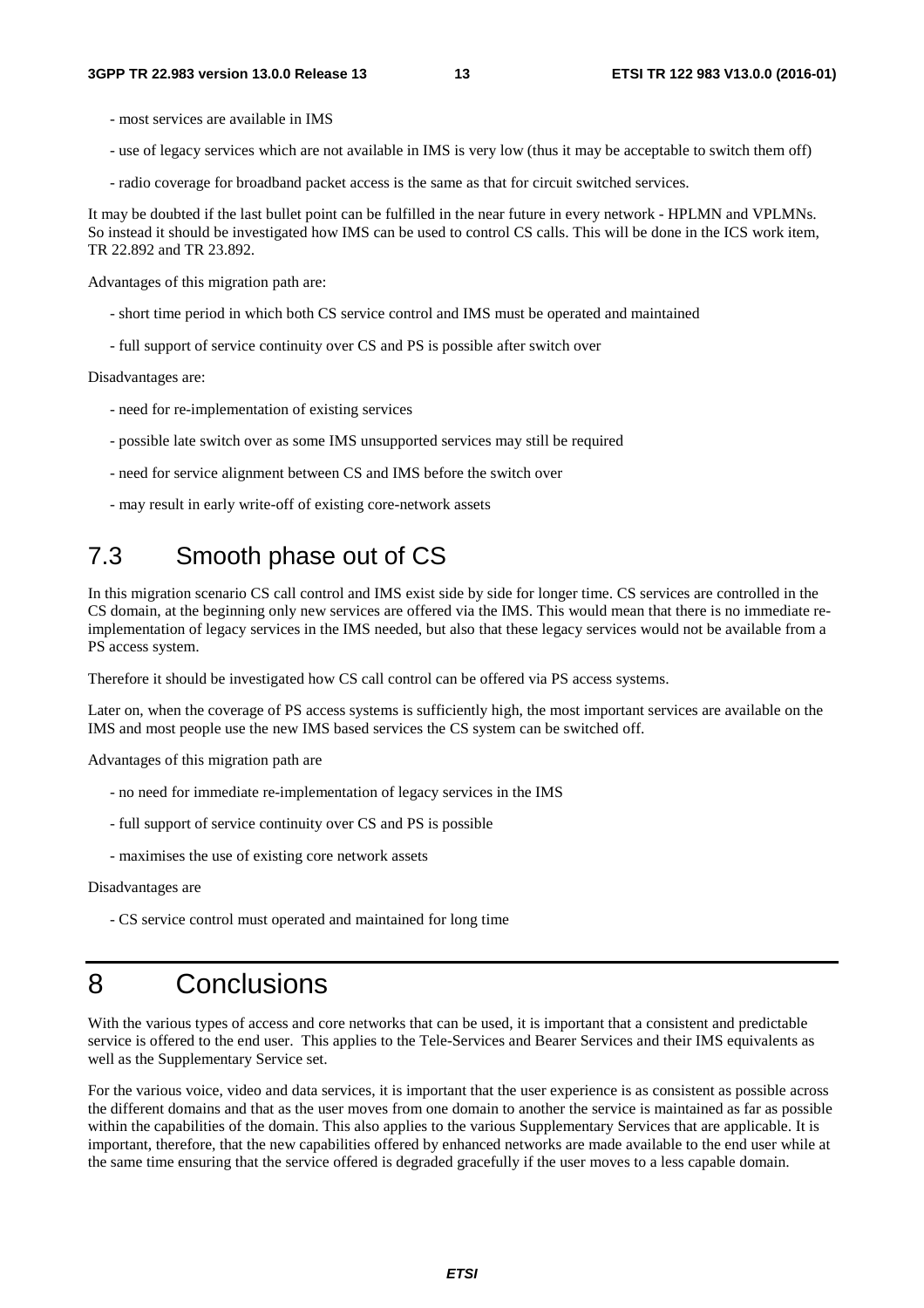- most services are available in IMS

- use of legacy services which are not available in IMS is very low (thus it may be acceptable to switch them off)

- radio coverage for broadband packet access is the same as that for circuit switched services.

It may be doubted if the last bullet point can be fulfilled in the near future in every network - HPLMN and VPLMNs. So instead it should be investigated how IMS can be used to control CS calls. This will be done in the ICS work item, TR 22.892 and TR 23.892.

Advantages of this migration path are:

- short time period in which both CS service control and IMS must be operated and maintained

- full support of service continuity over CS and PS is possible after switch over

Disadvantages are:

- need for re-implementation of existing services

- possible late switch over as some IMS unsupported services may still be required

- need for service alignment between CS and IMS before the switch over

- may result in early write-off of existing core-network assets

## 7.3 Smooth phase out of CS

In this migration scenario CS call control and IMS exist side by side for longer time. CS services are controlled in the CS domain, at the beginning only new services are offered via the IMS. This would mean that there is no immediate re-implementation of legacy services in the IMS needed, but also that these legacy services would not be available from a PS access system.

Therefore it should be investigated how CS call control can be offered via PS access systems.

Later on, when the coverage of PS access systems is sufficiently high, the most important services are available on the IMS and most people use the new IMS based services the CS system can be switched off.

Advantages of this migration path are

- no need for immediate re-implementation of legacy services in the IMS

- full support of service continuity over CS and PS is possible

- maximises the use of existing core network assets

Disadvantages are

- CS service control must operated and maintained for long time

# 8 Conclusions

With the various types of access and core networks that can be used, it is important that a consistent and predictable service is offered to the end user. This applies to the Tele-Services and Bearer Services and their IMS equivalents as well as the Supplementary Service set.

For the various voice, video and data services, it is important that the user experience is as consistent as possible across the different domains and that as the user moves from one domain to another the service is maintained as far as possible within the capabilities of the domain. This also applies to the various Supplementary Services that are applicable. It is important, therefore, that the new capabilities offered by enhanced networks are made available to the end user while at the same time ensuring that the service offered is degraded gracefully if the user moves to a less capable domain.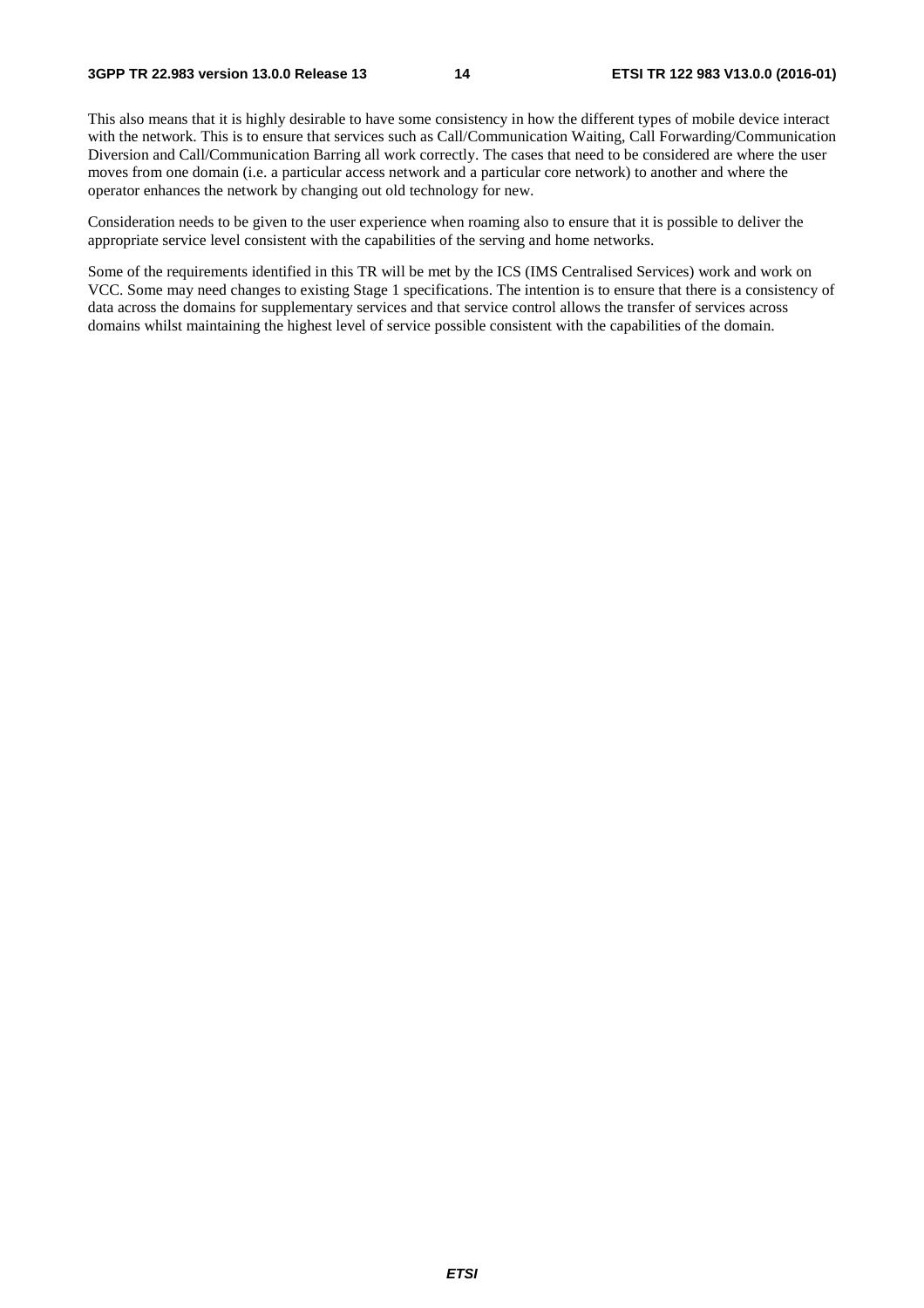This also means that it is highly desirable to have some consistency in how the different types of mobile device interact with the network. This is to ensure that services such as Call/Communication Waiting, Call Forwarding/Communication Diversion and Call/Communication Barring all work correctly. The cases that need to be considered are where the user moves from one domain (i.e. a particular access network and a particular core network) to another and where the operator enhances the network by changing out old technology for new.

Consideration needs to be given to the user experience when roaming also to ensure that it is possible to deliver the appropriate service level consistent with the capabilities of the serving and home networks.

Some of the requirements identified in this TR will be met by the ICS (IMS Centralised Services) work and work on VCC. Some may need changes to existing Stage 1 specifications. The intention is to ensure that there is a consistency of data across the domains for supplementary services and that service control allows the transfer of services across domains whilst maintaining the highest level of service possible consistent with the capabilities of the domain.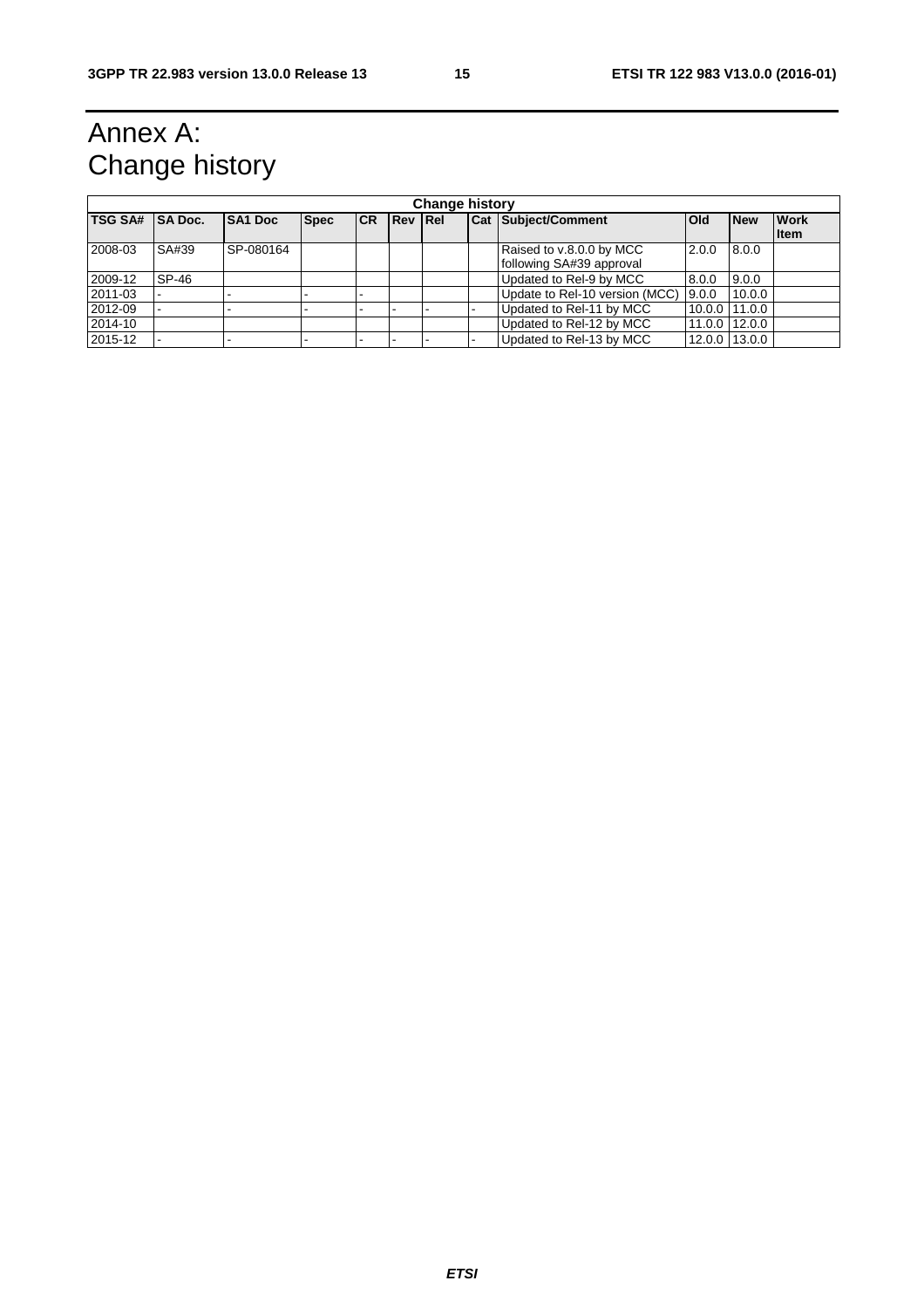# Annex A: Change history

| Change history | | | | | | | | | | | |
|---|---|---|---|---|---|---|---|---|---|---|---|
| **TSG SA#** | **SA Doc.** | **SA1 Doc** | **Spec** | **CR** | **Rev** | **Rel** | **Cat** | **Subject/Comment** | **Old** | **New** | **Work Item** |
| 2008-03 | SA#39 | SP-080164 | | | | | | Raised to v.8.0.0 by MCC following SA#39 approval | 2.0.0 | 8.0.0 | |
| 2009-12 | SP-46 | | | | | | | Updated to Rel-9 by MCC | 8.0.0 | 9.0.0 | |
| 2011-03 | - | - | - | - | | | | Update to Rel-10 version (MCC) | 9.0.0 | 10.0.0 | |
| 2012-09 | - | - | - | - | - | - | - | Updated to Rel-11 by MCC | 10.0.0 | 11.0.0 | |
| 2014-10 | | | | | | | | Updated to Rel-12 by MCC | 11.0.0 | 12.0.0 | |
| 2015-12 | - | - | - | - | - | - | - | Updated to Rel-13 by MCC | 12.0.0 | 13.0.0 | |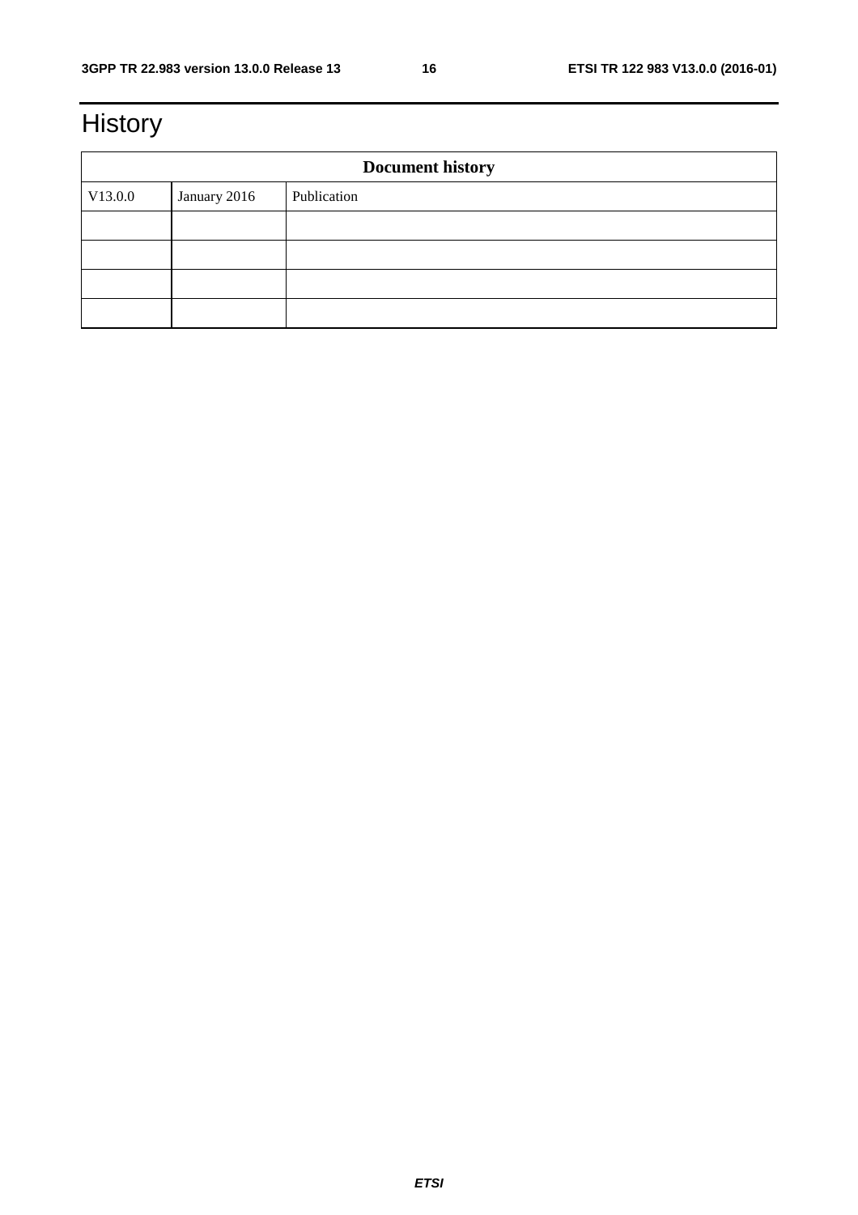# History

| Document history | | |
|---|---|---|
| V13.0.0 | January 2016 | Publication |
| | | |
| | | |
| | | |
| | | |